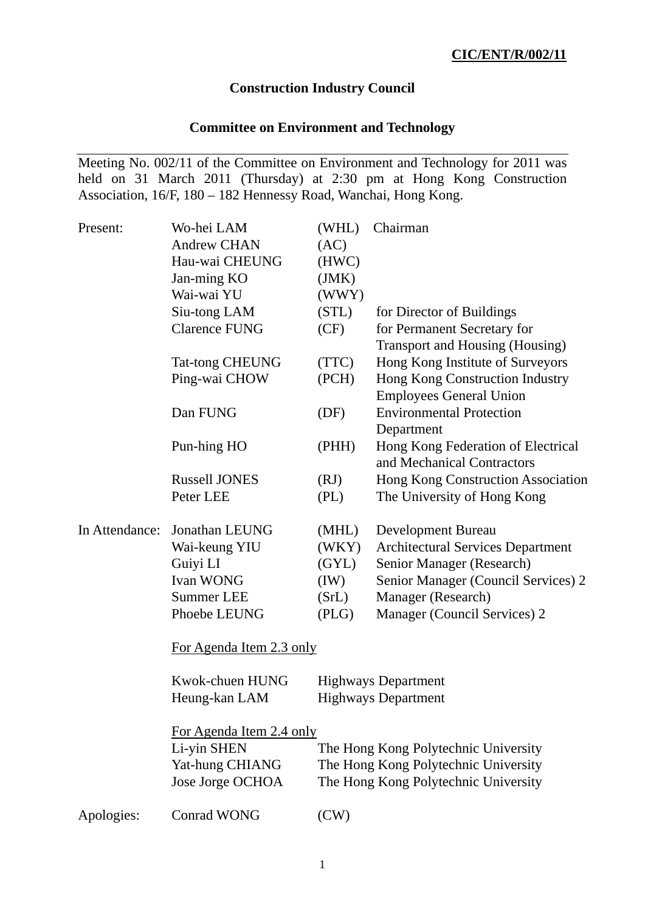**CIC/ENT/R/002/11**

# Construction Industry Council

## Committee on Environment and Technology

---

Meeting No. 002/11 of the Committee on Environment and Technology for 2011 was held on 31 March 2011 (Thursday) at 2:30 pm at Hong Kong Construction Association, 16/F, 180 – 182 Hennessy Road, Wanchai, Hong Kong.

| | | | |
|---|---|---|---|
| Present: | Wo-hei LAM | (WHL) | Chairman |
| | Andrew CHAN | (AC) | |
| | Hau-wai CHEUNG | (HWC) | |
| | Jan-ming KO | (JMK) | |
| | Wai-wai YU | (WWY) | |
| | Siu-tong LAM | (STL) | for Director of Buildings |
| | Clarence FUNG | (CF) | for Permanent Secretary for Transport and Housing (Housing) |
| | Tat-tong CHEUNG | (TTC) | Hong Kong Institute of Surveyors |
| | Ping-wai CHOW | (PCH) | Hong Kong Construction Industry Employees General Union |
| | Dan FUNG | (DF) | Environmental Protection Department |
| | Pun-hing HO | (PHH) | Hong Kong Federation of Electrical and Mechanical Contractors |
| | Russell JONES | (RJ) | Hong Kong Construction Association |
| | Peter LEE | (PL) | The University of Hong Kong |
| In Attendance: | Jonathan LEUNG | (MHL) | Development Bureau |
| | Wai-keung YIU | (WKY) | Architectural Services Department |
| | Guiyi LI | (GYL) | Senior Manager (Research) |
| | Ivan WONG | (IW) | Senior Manager (Council Services) 2 |
| | Summer LEE | (SrL) | Manager (Research) |
| | Phoebe LEUNG | (PLG) | Manager (Council Services) 2 |

For Agenda Item 2.3 only

| | |
|---|---|
| Kwok-chuen HUNG | Highways Department |
| Heung-kan LAM | Highways Department |

For Agenda Item 2.4 only

| | |
|---|---|
| Li-yin SHEN | The Hong Kong Polytechnic University |
| Yat-hung CHIANG | The Hong Kong Polytechnic University |
| Jose Jorge OCHOA | The Hong Kong Polytechnic University |

| | | |
|---|---|---|
| Apologies: | Conrad WONG | (CW) |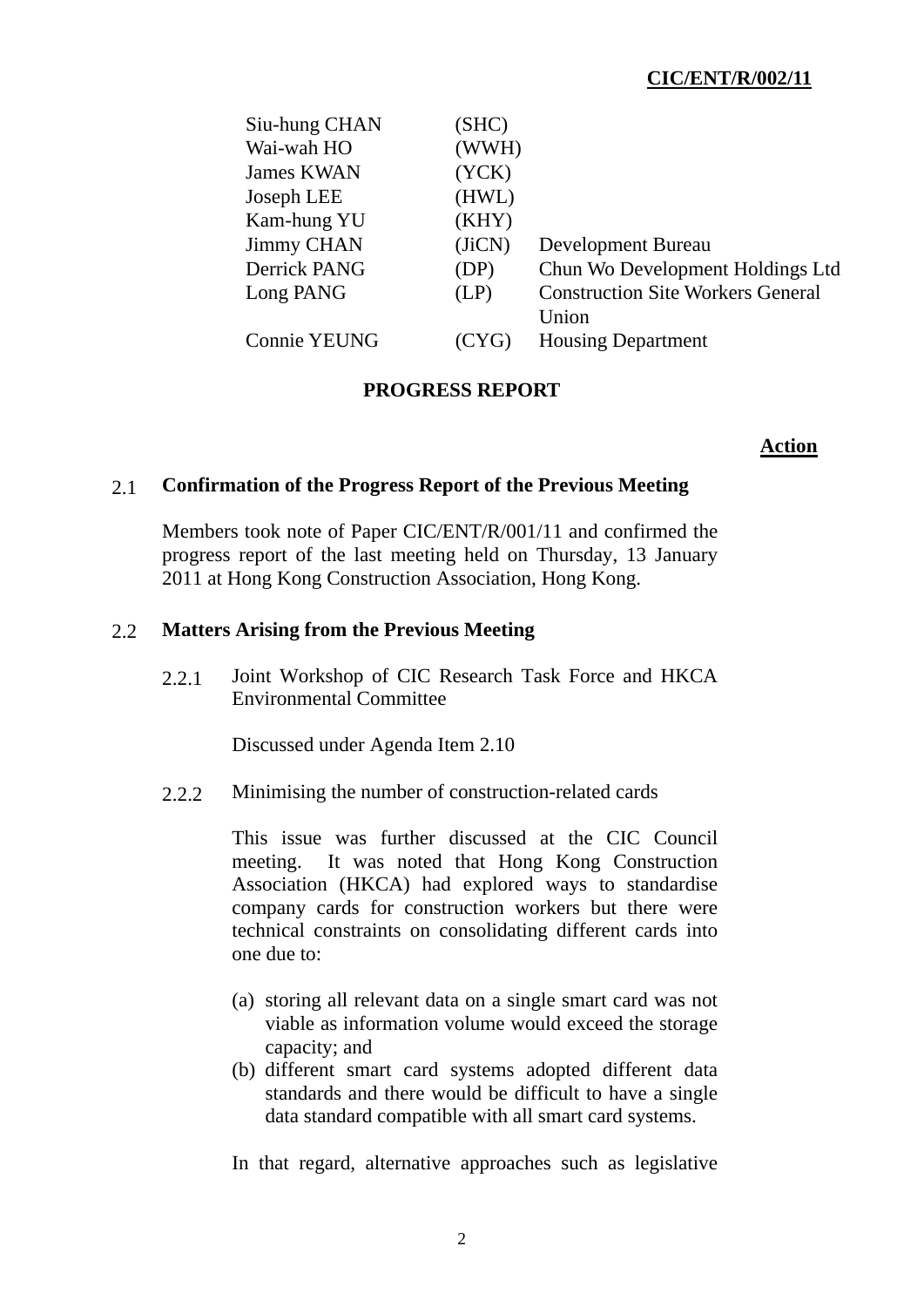| | | |
|---|---|---|
| Siu-hung CHAN | (SHC) | |
| Wai-wah HO | (WWH) | |
| James KWAN | (YCK) | |
| Joseph LEE | (HWL) | |
| Kam-hung YU | (KHY) | |
| Jimmy CHAN | (JiCN) | Development Bureau |
| Derrick PANG | (DP) | Chun Wo Development Holdings Ltd |
| Long PANG | (LP) | Construction Site Workers General Union |
| Connie YEUNG | (CYG) | Housing Department |

## PROGRESS REPORT

**Action**

### 2.1 Confirmation of the Progress Report of the Previous Meeting

Members took note of Paper CIC/ENT/R/001/11 and confirmed the progress report of the last meeting held on Thursday, 13 January 2011 at Hong Kong Construction Association, Hong Kong.

### 2.2 Matters Arising from the Previous Meeting

2.2.1 Joint Workshop of CIC Research Task Force and HKCA Environmental Committee

Discussed under Agenda Item 2.10

2.2.2 Minimising the number of construction-related cards

This issue was further discussed at the CIC Council meeting. It was noted that Hong Kong Construction Association (HKCA) had explored ways to standardise company cards for construction workers but there were technical constraints on consolidating different cards into one due to:

(a) storing all relevant data on a single smart card was not viable as information volume would exceed the storage capacity; and
(b) different smart card systems adopted different data standards and there would be difficult to have a single data standard compatible with all smart card systems.

In that regard, alternative approaches such as legislative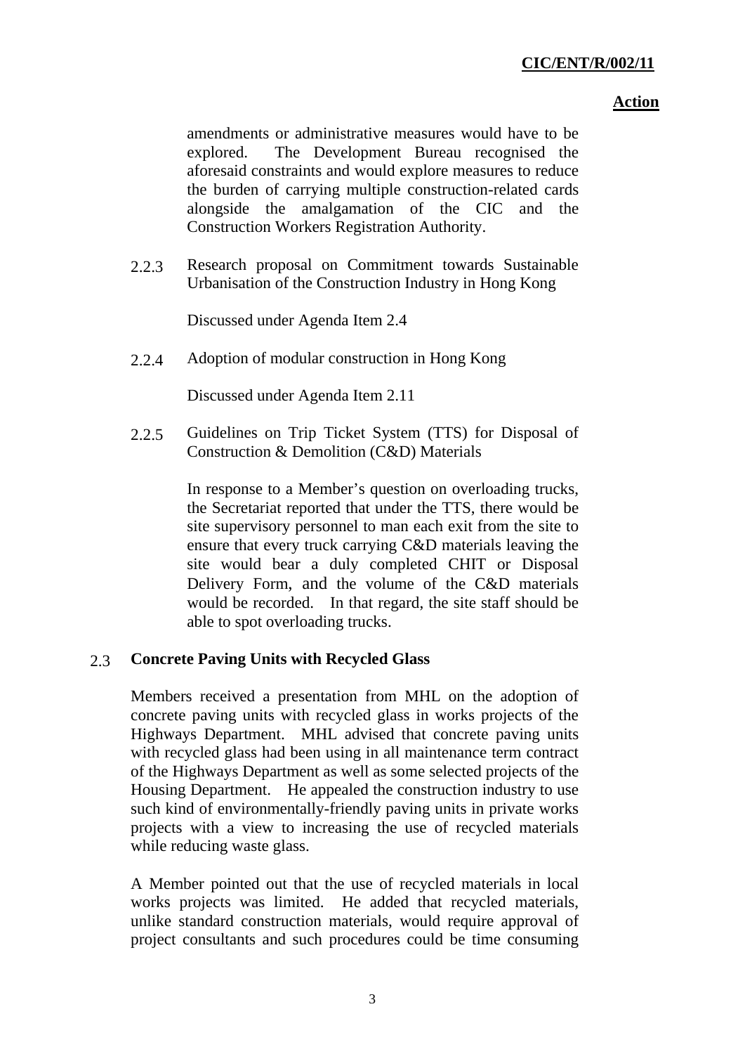**Action**

amendments or administrative measures would have to be explored. The Development Bureau recognised the aforesaid constraints and would explore measures to reduce the burden of carrying multiple construction-related cards alongside the amalgamation of the CIC and the Construction Workers Registration Authority.

2.2.3 Research proposal on Commitment towards Sustainable Urbanisation of the Construction Industry in Hong Kong

Discussed under Agenda Item 2.4

2.2.4 Adoption of modular construction in Hong Kong

Discussed under Agenda Item 2.11

2.2.5 Guidelines on Trip Ticket System (TTS) for Disposal of Construction & Demolition (C&D) Materials

In response to a Member's question on overloading trucks, the Secretariat reported that under the TTS, there would be site supervisory personnel to man each exit from the site to ensure that every truck carrying C&D materials leaving the site would bear a duly completed CHIT or Disposal Delivery Form, and the volume of the C&D materials would be recorded. In that regard, the site staff should be able to spot overloading trucks.

## 2.3 Concrete Paving Units with Recycled Glass

Members received a presentation from MHL on the adoption of concrete paving units with recycled glass in works projects of the Highways Department. MHL advised that concrete paving units with recycled glass had been using in all maintenance term contract of the Highways Department as well as some selected projects of the Housing Department. He appealed the construction industry to use such kind of environmentally-friendly paving units in private works projects with a view to increasing the use of recycled materials while reducing waste glass.

A Member pointed out that the use of recycled materials in local works projects was limited. He added that recycled materials, unlike standard construction materials, would require approval of project consultants and such procedures could be time consuming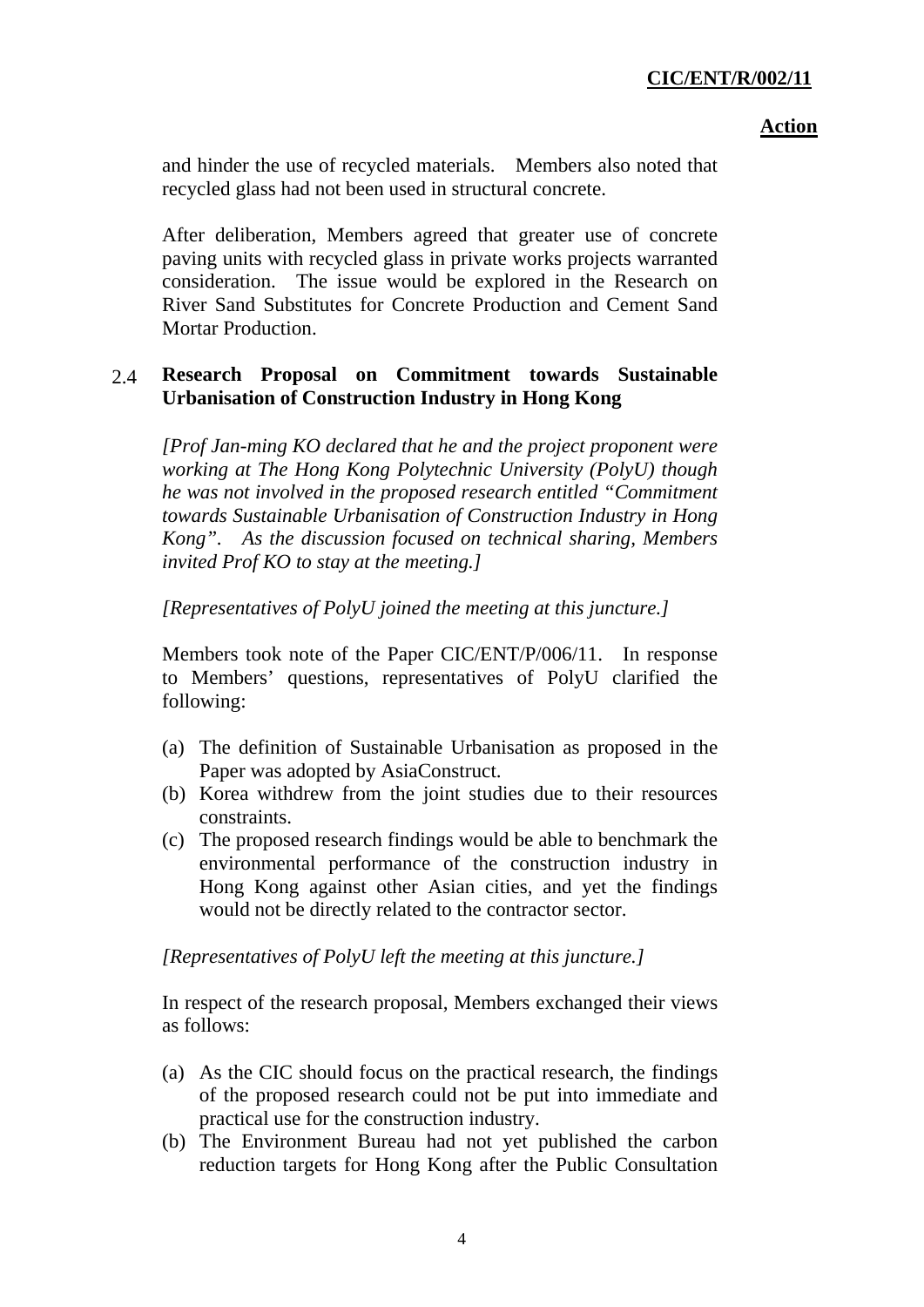and hinder the use of recycled materials. Members also noted that recycled glass had not been used in structural concrete.

After deliberation, Members agreed that greater use of concrete paving units with recycled glass in private works projects warranted consideration. The issue would be explored in the Research on River Sand Substitutes for Concrete Production and Cement Sand Mortar Production.

### 2.4 Research Proposal on Commitment towards Sustainable Urbanisation of Construction Industry in Hong Kong

*[Prof Jan-ming KO declared that he and the project proponent were working at The Hong Kong Polytechnic University (PolyU) though he was not involved in the proposed research entitled "Commitment towards Sustainable Urbanisation of Construction Industry in Hong Kong". As the discussion focused on technical sharing, Members invited Prof KO to stay at the meeting.]*

*[Representatives of PolyU joined the meeting at this juncture.]*

Members took note of the Paper CIC/ENT/P/006/11. In response to Members' questions, representatives of PolyU clarified the following:

(a) The definition of Sustainable Urbanisation as proposed in the Paper was adopted by AsiaConstruct.
(b) Korea withdrew from the joint studies due to their resources constraints.
(c) The proposed research findings would be able to benchmark the environmental performance of the construction industry in Hong Kong against other Asian cities, and yet the findings would not be directly related to the contractor sector.

*[Representatives of PolyU left the meeting at this juncture.]*

In respect of the research proposal, Members exchanged their views as follows:

(a) As the CIC should focus on the practical research, the findings of the proposed research could not be put into immediate and practical use for the construction industry.
(b) The Environment Bureau had not yet published the carbon reduction targets for Hong Kong after the Public Consultation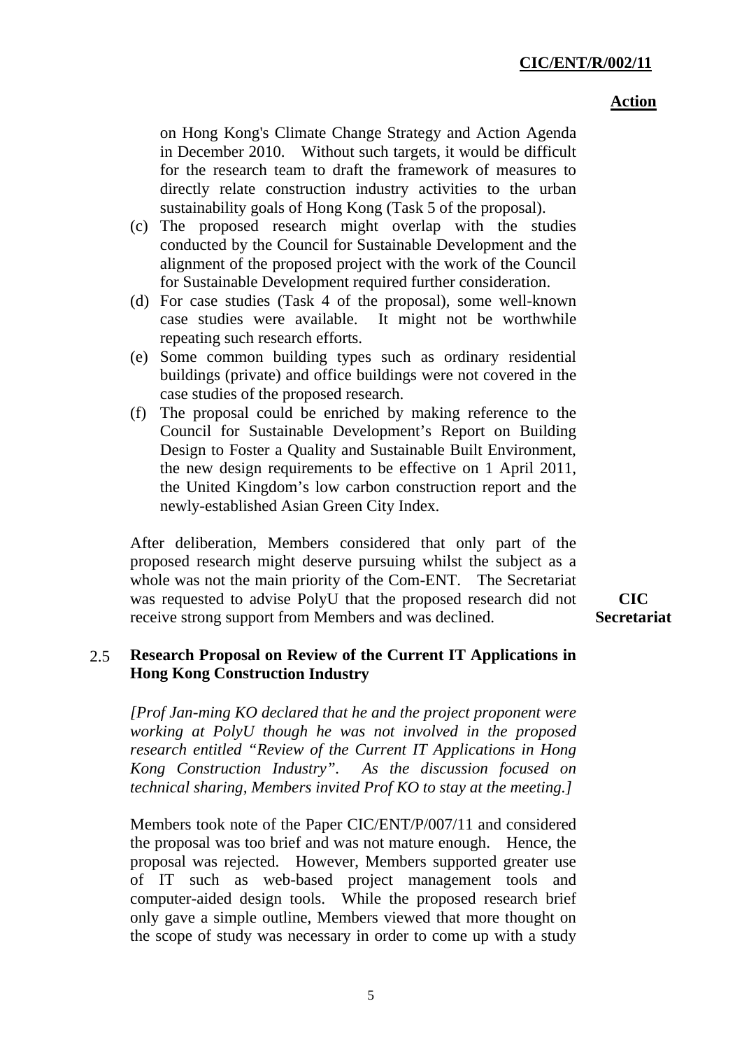**Action**

on Hong Kong's Climate Change Strategy and Action Agenda in December 2010. Without such targets, it would be difficult for the research team to draft the framework of measures to directly relate construction industry activities to the urban sustainability goals of Hong Kong (Task 5 of the proposal).

(c) The proposed research might overlap with the studies conducted by the Council for Sustainable Development and the alignment of the proposed project with the work of the Council for Sustainable Development required further consideration.

(d) For case studies (Task 4 of the proposal), some well-known case studies were available. It might not be worthwhile repeating such research efforts.

(e) Some common building types such as ordinary residential buildings (private) and office buildings were not covered in the case studies of the proposed research.

(f) The proposal could be enriched by making reference to the Council for Sustainable Development's Report on Building Design to Foster a Quality and Sustainable Built Environment, the new design requirements to be effective on 1 April 2011, the United Kingdom's low carbon construction report and the newly-established Asian Green City Index.

After deliberation, Members considered that only part of the proposed research might deserve pursuing whilst the subject as a whole was not the main priority of the Com-ENT. The Secretariat was requested to advise PolyU that the proposed research did not receive strong support from Members and was declined. **CIC Secretariat**

2.5 **Research Proposal on Review of the Current IT Applications in Hong Kong Construction Industry**

*[Prof Jan-ming KO declared that he and the project proponent were working at PolyU though he was not involved in the proposed research entitled "Review of the Current IT Applications in Hong Kong Construction Industry". As the discussion focused on technical sharing, Members invited Prof KO to stay at the meeting.]*

Members took note of the Paper CIC/ENT/P/007/11 and considered the proposal was too brief and was not mature enough. Hence, the proposal was rejected. However, Members supported greater use of IT such as web-based project management tools and computer-aided design tools. While the proposed research brief only gave a simple outline, Members viewed that more thought on the scope of study was necessary in order to come up with a study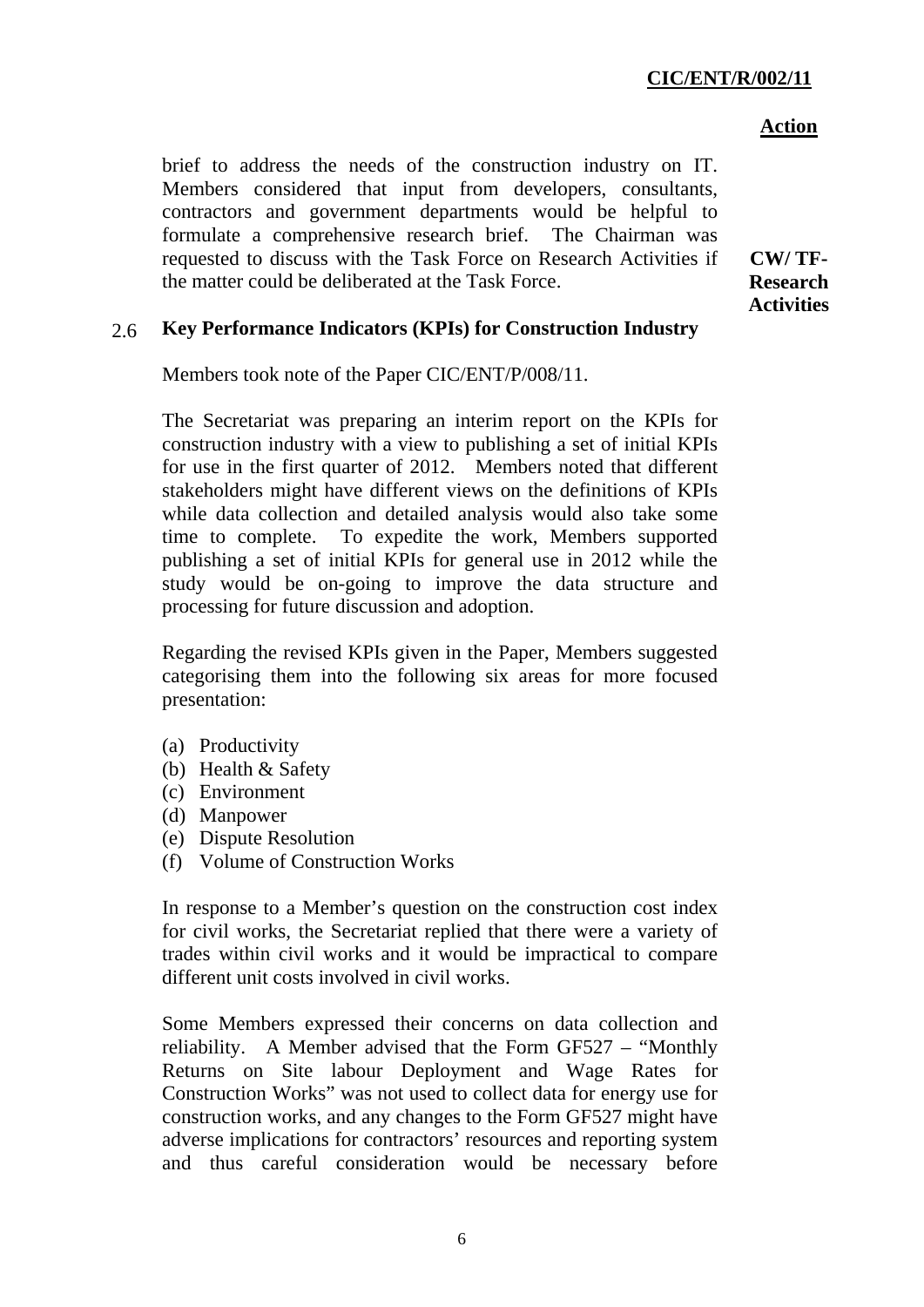**Action**

brief to address the needs of the construction industry on IT. Members considered that input from developers, consultants, contractors and government departments would be helpful to formulate a comprehensive research brief. The Chairman was requested to discuss with the Task Force on Research Activities if the matter could be deliberated at the Task Force. **CW/ TF-Research Activities**

### 2.6 Key Performance Indicators (KPIs) for Construction Industry

Members took note of the Paper CIC/ENT/P/008/11.

The Secretariat was preparing an interim report on the KPIs for construction industry with a view to publishing a set of initial KPIs for use in the first quarter of 2012. Members noted that different stakeholders might have different views on the definitions of KPIs while data collection and detailed analysis would also take some time to complete. To expedite the work, Members supported publishing a set of initial KPIs for general use in 2012 while the study would be on-going to improve the data structure and processing for future discussion and adoption.

Regarding the revised KPIs given in the Paper, Members suggested categorising them into the following six areas for more focused presentation:

(a) Productivity
(b) Health & Safety
(c) Environment
(d) Manpower
(e) Dispute Resolution
(f) Volume of Construction Works

In response to a Member's question on the construction cost index for civil works, the Secretariat replied that there were a variety of trades within civil works and it would be impractical to compare different unit costs involved in civil works.

Some Members expressed their concerns on data collection and reliability. A Member advised that the Form GF527 – "Monthly Returns on Site labour Deployment and Wage Rates for Construction Works" was not used to collect data for energy use for construction works, and any changes to the Form GF527 might have adverse implications for contractors' resources and reporting system and thus careful consideration would be necessary before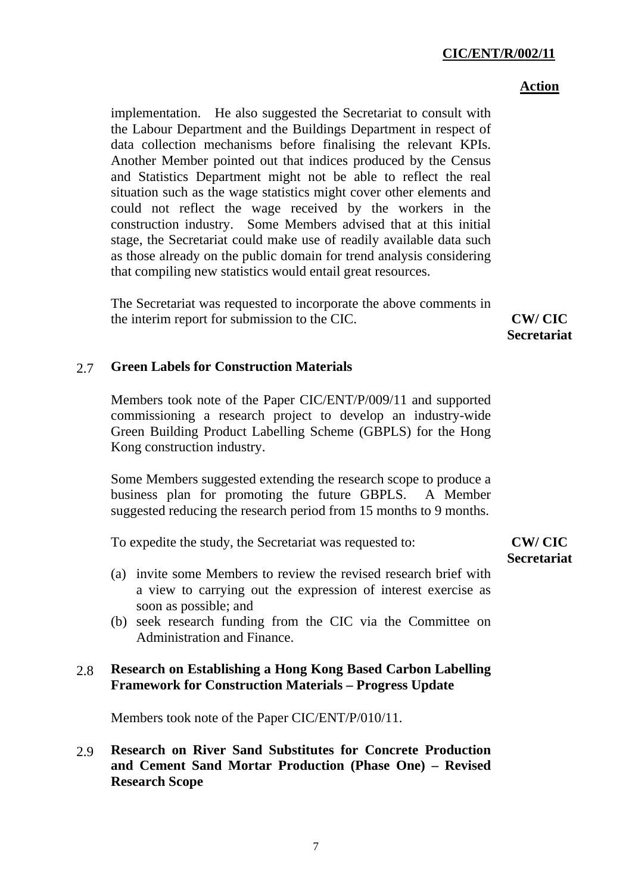**Action**

implementation. He also suggested the Secretariat to consult with the Labour Department and the Buildings Department in respect of data collection mechanisms before finalising the relevant KPIs. Another Member pointed out that indices produced by the Census and Statistics Department might not be able to reflect the real situation such as the wage statistics might cover other elements and could not reflect the wage received by the workers in the construction industry. Some Members advised that at this initial stage, the Secretariat could make use of readily available data such as those already on the public domain for trend analysis considering that compiling new statistics would entail great resources.

The Secretariat was requested to incorporate the above comments in the interim report for submission to the CIC. **CW/ CIC Secretariat**

2.7 **Green Labels for Construction Materials**

Members took note of the Paper CIC/ENT/P/009/11 and supported commissioning a research project to develop an industry-wide Green Building Product Labelling Scheme (GBPLS) for the Hong Kong construction industry.

Some Members suggested extending the research scope to produce a business plan for promoting the future GBPLS. A Member suggested reducing the research period from 15 months to 9 months.

To expedite the study, the Secretariat was requested to: **CW/ CIC Secretariat**

(a) invite some Members to review the revised research brief with a view to carrying out the expression of interest exercise as soon as possible; and
(b) seek research funding from the CIC via the Committee on Administration and Finance.

2.8 **Research on Establishing a Hong Kong Based Carbon Labelling Framework for Construction Materials – Progress Update**

Members took note of the Paper CIC/ENT/P/010/11.

2.9 **Research on River Sand Substitutes for Concrete Production and Cement Sand Mortar Production (Phase One) – Revised Research Scope**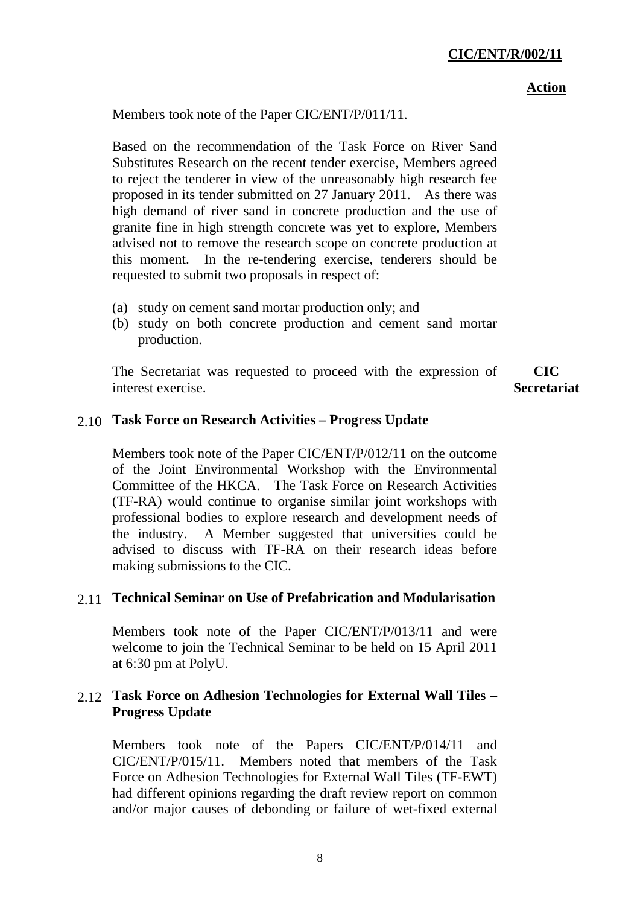Members took note of the Paper CIC/ENT/P/011/11.

Based on the recommendation of the Task Force on River Sand Substitutes Research on the recent tender exercise, Members agreed to reject the tenderer in view of the unreasonably high research fee proposed in its tender submitted on 27 January 2011. As there was high demand of river sand in concrete production and the use of granite fine in high strength concrete was yet to explore, Members advised not to remove the research scope on concrete production at this moment. In the re-tendering exercise, tenderers should be requested to submit two proposals in respect of:

(a) study on cement sand mortar production only; and
(b) study on both concrete production and cement sand mortar production.

The Secretariat was requested to proceed with the expression of interest exercise. **CIC Secretariat**

### 2.10 Task Force on Research Activities – Progress Update

Members took note of the Paper CIC/ENT/P/012/11 on the outcome of the Joint Environmental Workshop with the Environmental Committee of the HKCA. The Task Force on Research Activities (TF-RA) would continue to organise similar joint workshops with professional bodies to explore research and development needs of the industry. A Member suggested that universities could be advised to discuss with TF-RA on their research ideas before making submissions to the CIC.

### 2.11 Technical Seminar on Use of Prefabrication and Modularisation

Members took note of the Paper CIC/ENT/P/013/11 and were welcome to join the Technical Seminar to be held on 15 April 2011 at 6:30 pm at PolyU.

### 2.12 Task Force on Adhesion Technologies for External Wall Tiles – Progress Update

Members took note of the Papers CIC/ENT/P/014/11 and CIC/ENT/P/015/11. Members noted that members of the Task Force on Adhesion Technologies for External Wall Tiles (TF-EWT) had different opinions regarding the draft review report on common and/or major causes of debonding or failure of wet-fixed external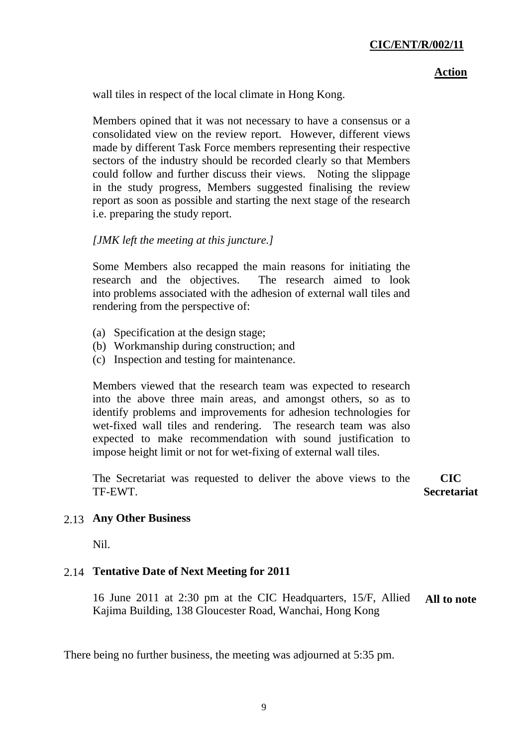**Action**

wall tiles in respect of the local climate in Hong Kong.

Members opined that it was not necessary to have a consensus or a consolidated view on the review report. However, different views made by different Task Force members representing their respective sectors of the industry should be recorded clearly so that Members could follow and further discuss their views. Noting the slippage in the study progress, Members suggested finalising the review report as soon as possible and starting the next stage of the research i.e. preparing the study report.

*[JMK left the meeting at this juncture.]*

Some Members also recapped the main reasons for initiating the research and the objectives. The research aimed to look into problems associated with the adhesion of external wall tiles and rendering from the perspective of:

(a) Specification at the design stage;
(b) Workmanship during construction; and
(c) Inspection and testing for maintenance.

Members viewed that the research team was expected to research into the above three main areas, and amongst others, so as to identify problems and improvements for adhesion technologies for wet-fixed wall tiles and rendering. The research team was also expected to make recommendation with sound justification to impose height limit or not for wet-fixing of external wall tiles.

The Secretariat was requested to deliver the above views to the TF-EWT. **CIC Secretariat**

## 2.13 Any Other Business

Nil.

## 2.14 Tentative Date of Next Meeting for 2011

16 June 2011 at 2:30 pm at the CIC Headquarters, 15/F, Allied Kajima Building, 138 Gloucester Road, Wanchai, Hong Kong **All to note**

There being no further business, the meeting was adjourned at 5:35 pm.